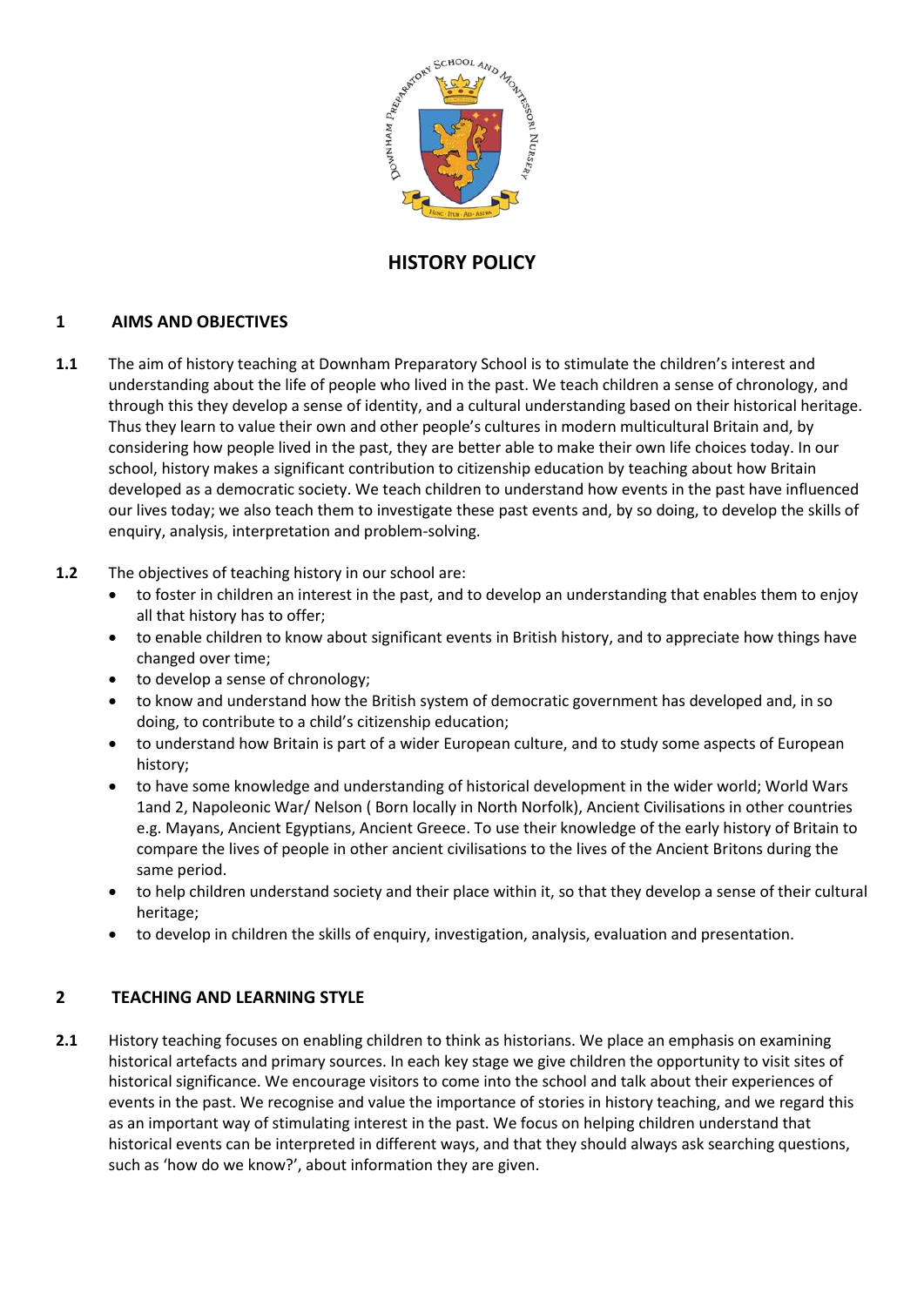# HISTORY POLICY

## 1 AIMS AND OBJECTIVES

**1.1** The aim of history teaching at Downham Preparatory School is to stimulate the children's interest and understanding about the life of people who lived in the past. We teach children a sense of chronology, and through this they develop a sense of identity, and a cultural understanding based on their historical heritage. Thus they learn to value their own and other people's cultures in modern multicultural Britain and, by considering how people lived in the past, they are better able to make their own life choices today. In our school, history makes a significant contribution to citizenship education by teaching about how Britain developed as a democratic society. We teach children to understand how events in the past have influenced our lives today; we also teach them to investigate these past events and, by so doing, to develop the skills of enquiry, analysis, interpretation and problem-solving.

**1.2** The objectives of teaching history in our school are:

- to foster in children an interest in the past, and to develop an understanding that enables them to enjoy all that history has to offer;
- to enable children to know about significant events in British history, and to appreciate how things have changed over time;
- to develop a sense of chronology;
- to know and understand how the British system of democratic government has developed and, in so doing, to contribute to a child's citizenship education;
- to understand how Britain is part of a wider European culture, and to study some aspects of European history;
- to have some knowledge and understanding of historical development in the wider world; World Wars 1and 2, Napoleonic War/ Nelson ( Born locally in North Norfolk), Ancient Civilisations in other countries e.g. Mayans, Ancient Egyptians, Ancient Greece. To use their knowledge of the early history of Britain to compare the lives of people in other ancient civilisations to the lives of the Ancient Britons during the same period.
- to help children understand society and their place within it, so that they develop a sense of their cultural heritage;
- to develop in children the skills of enquiry, investigation, analysis, evaluation and presentation.

## 2 TEACHING AND LEARNING STYLE

**2.1** History teaching focuses on enabling children to think as historians. We place an emphasis on examining historical artefacts and primary sources. In each key stage we give children the opportunity to visit sites of historical significance. We encourage visitors to come into the school and talk about their experiences of events in the past. We recognise and value the importance of stories in history teaching, and we regard this as an important way of stimulating interest in the past. We focus on helping children understand that historical events can be interpreted in different ways, and that they should always ask searching questions, such as 'how do we know?', about information they are given.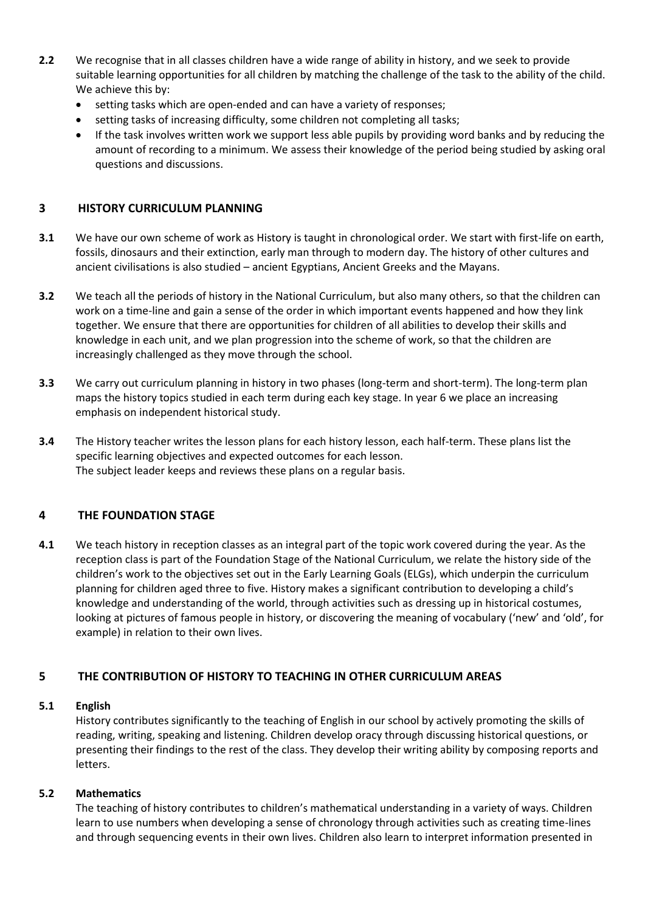**2.2** We recognise that in all classes children have a wide range of ability in history, and we seek to provide suitable learning opportunities for all children by matching the challenge of the task to the ability of the child. We achieve this by:

- setting tasks which are open-ended and can have a variety of responses;
- setting tasks of increasing difficulty, some children not completing all tasks;
- If the task involves written work we support less able pupils by providing word banks and by reducing the amount of recording to a minimum. We assess their knowledge of the period being studied by asking oral questions and discussions.

## 3 HISTORY CURRICULUM PLANNING

**3.1** We have our own scheme of work as History is taught in chronological order. We start with first-life on earth, fossils, dinosaurs and their extinction, early man through to modern day. The history of other cultures and ancient civilisations is also studied – ancient Egyptians, Ancient Greeks and the Mayans.

**3.2** We teach all the periods of history in the National Curriculum, but also many others, so that the children can work on a time-line and gain a sense of the order in which important events happened and how they link together. We ensure that there are opportunities for children of all abilities to develop their skills and knowledge in each unit, and we plan progression into the scheme of work, so that the children are increasingly challenged as they move through the school.

**3.3** We carry out curriculum planning in history in two phases (long-term and short-term). The long-term plan maps the history topics studied in each term during each key stage. In year 6 we place an increasing emphasis on independent historical study.

**3.4** The History teacher writes the lesson plans for each history lesson, each half-term. These plans list the specific learning objectives and expected outcomes for each lesson.
The subject leader keeps and reviews these plans on a regular basis.

## 4 THE FOUNDATION STAGE

**4.1** We teach history in reception classes as an integral part of the topic work covered during the year. As the reception class is part of the Foundation Stage of the National Curriculum, we relate the history side of the children's work to the objectives set out in the Early Learning Goals (ELGs), which underpin the curriculum planning for children aged three to five. History makes a significant contribution to developing a child's knowledge and understanding of the world, through activities such as dressing up in historical costumes, looking at pictures of famous people in history, or discovering the meaning of vocabulary ('new' and 'old', for example) in relation to their own lives.

## 5 THE CONTRIBUTION OF HISTORY TO TEACHING IN OTHER CURRICULUM AREAS

### 5.1 English

History contributes significantly to the teaching of English in our school by actively promoting the skills of reading, writing, speaking and listening. Children develop oracy through discussing historical questions, or presenting their findings to the rest of the class. They develop their writing ability by composing reports and letters.

### 5.2 Mathematics

The teaching of history contributes to children's mathematical understanding in a variety of ways. Children learn to use numbers when developing a sense of chronology through activities such as creating time-lines and through sequencing events in their own lives. Children also learn to interpret information presented in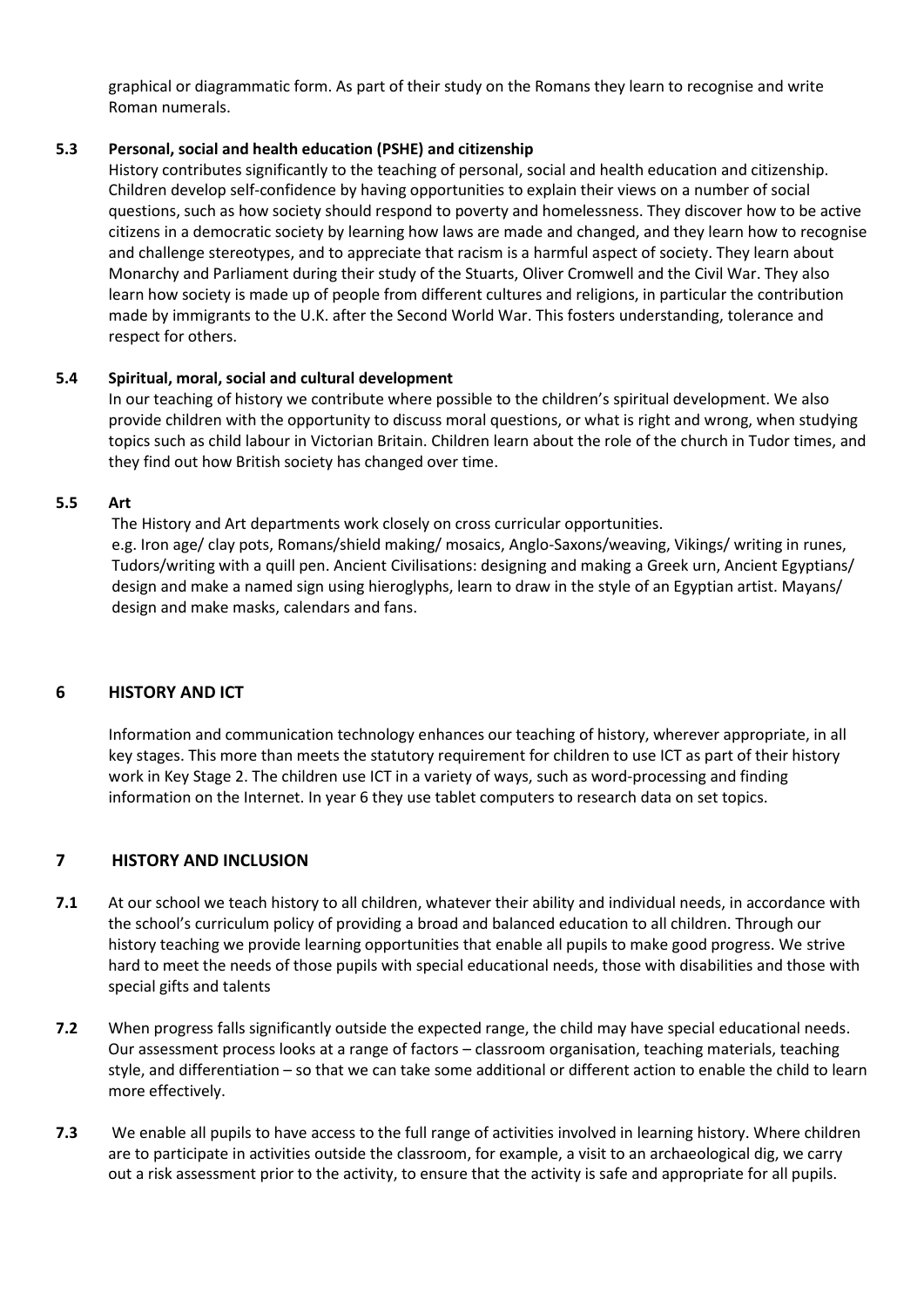graphical or diagrammatic form. As part of their study on the Romans they learn to recognise and write Roman numerals.

### 5.3 Personal, social and health education (PSHE) and citizenship

History contributes significantly to the teaching of personal, social and health education and citizenship. Children develop self-confidence by having opportunities to explain their views on a number of social questions, such as how society should respond to poverty and homelessness. They discover how to be active citizens in a democratic society by learning how laws are made and changed, and they learn how to recognise and challenge stereotypes, and to appreciate that racism is a harmful aspect of society. They learn about Monarchy and Parliament during their study of the Stuarts, Oliver Cromwell and the Civil War. They also learn how society is made up of people from different cultures and religions, in particular the contribution made by immigrants to the U.K. after the Second World War. This fosters understanding, tolerance and respect for others.

### 5.4 Spiritual, moral, social and cultural development

In our teaching of history we contribute where possible to the children's spiritual development. We also provide children with the opportunity to discuss moral questions, or what is right and wrong, when studying topics such as child labour in Victorian Britain. Children learn about the role of the church in Tudor times, and they find out how British society has changed over time.

### 5.5 Art

The History and Art departments work closely on cross curricular opportunities.
e.g. Iron age/ clay pots, Romans/shield making/ mosaics, Anglo-Saxons/weaving, Vikings/ writing in runes, Tudors/writing with a quill pen. Ancient Civilisations: designing and making a Greek urn, Ancient Egyptians/ design and make a named sign using hieroglyphs, learn to draw in the style of an Egyptian artist. Mayans/ design and make masks, calendars and fans.

## 6 HISTORY AND ICT

Information and communication technology enhances our teaching of history, wherever appropriate, in all key stages. This more than meets the statutory requirement for children to use ICT as part of their history work in Key Stage 2. The children use ICT in a variety of ways, such as word-processing and finding information on the Internet. In year 6 they use tablet computers to research data on set topics.

## 7 HISTORY AND INCLUSION

**7.1** At our school we teach history to all children, whatever their ability and individual needs, in accordance with the school's curriculum policy of providing a broad and balanced education to all children. Through our history teaching we provide learning opportunities that enable all pupils to make good progress. We strive hard to meet the needs of those pupils with special educational needs, those with disabilities and those with special gifts and talents

**7.2** When progress falls significantly outside the expected range, the child may have special educational needs. Our assessment process looks at a range of factors – classroom organisation, teaching materials, teaching style, and differentiation – so that we can take some additional or different action to enable the child to learn more effectively.

**7.3** We enable all pupils to have access to the full range of activities involved in learning history. Where children are to participate in activities outside the classroom, for example, a visit to an archaeological dig, we carry out a risk assessment prior to the activity, to ensure that the activity is safe and appropriate for all pupils.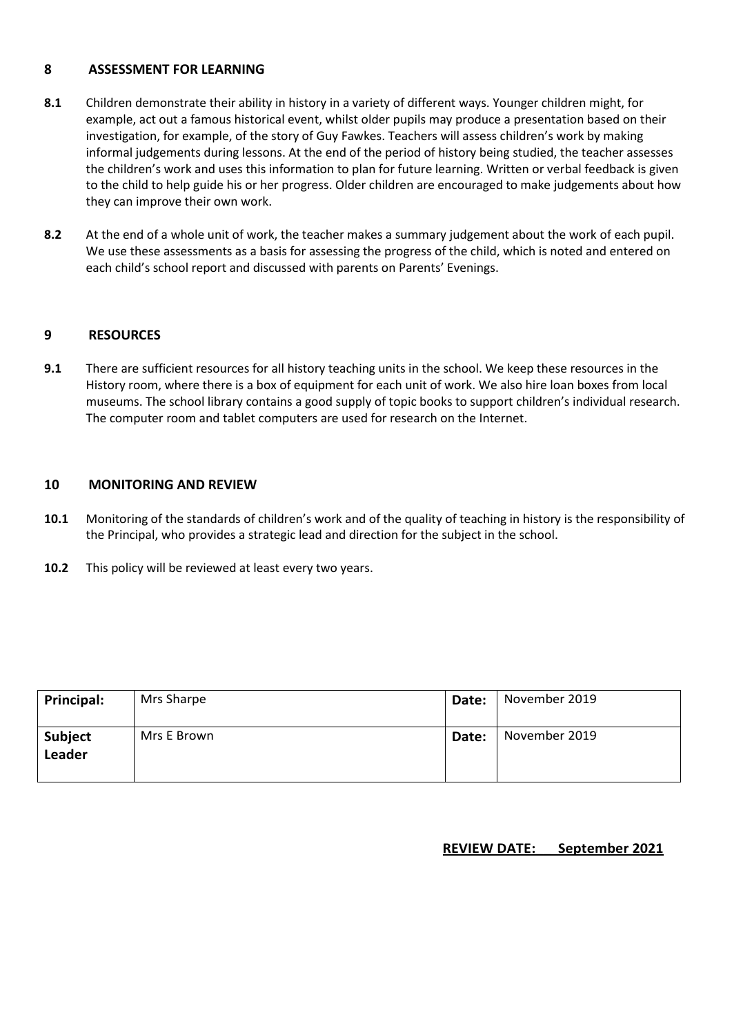## 8 ASSESSMENT FOR LEARNING

**8.1** Children demonstrate their ability in history in a variety of different ways. Younger children might, for example, act out a famous historical event, whilst older pupils may produce a presentation based on their investigation, for example, of the story of Guy Fawkes. Teachers will assess children's work by making informal judgements during lessons. At the end of the period of history being studied, the teacher assesses the children's work and uses this information to plan for future learning. Written or verbal feedback is given to the child to help guide his or her progress. Older children are encouraged to make judgements about how they can improve their own work.

**8.2** At the end of a whole unit of work, the teacher makes a summary judgement about the work of each pupil. We use these assessments as a basis for assessing the progress of the child, which is noted and entered on each child's school report and discussed with parents on Parents' Evenings.

## 9 RESOURCES

**9.1** There are sufficient resources for all history teaching units in the school. We keep these resources in the History room, where there is a box of equipment for each unit of work. We also hire loan boxes from local museums. The school library contains a good supply of topic books to support children's individual research. The computer room and tablet computers are used for research on the Internet.

## 10 MONITORING AND REVIEW

**10.1** Monitoring of the standards of children's work and of the quality of teaching in history is the responsibility of the Principal, who provides a strategic lead and direction for the subject in the school.

**10.2** This policy will be reviewed at least every two years.

| | | | |
|---|---|---|---|
| **Principal:** | Mrs Sharpe | **Date:** | November 2019 |
| **Subject Leader** | Mrs E Brown | **Date:** | November 2019 |

**REVIEW DATE: September 2021**